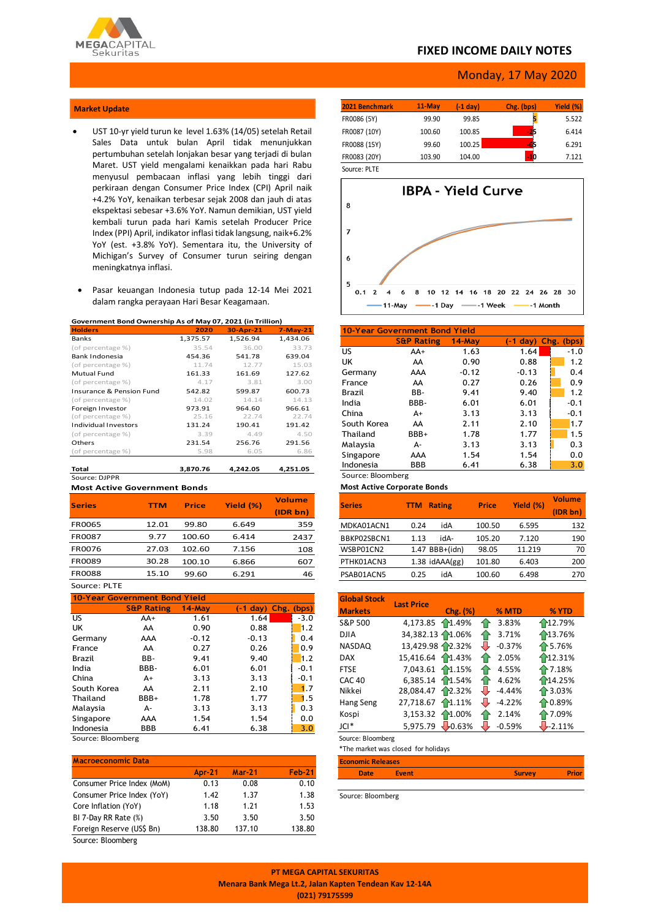MEGACAPITAL Sekuritas

# FIXED INCOME DAILY NOTES

Monday, 17 May 2020

## Market Update

- UST 10-yr yield turun ke level 1.63% (14/05) setelah Retail Sales Data untuk bulan April tidak menunjukkan pertumbuhan setelah lonjakan besar yang terjadi di bulan Maret. UST yield mengalami kenaikkan pada hari Rabu menyusul pembacaan inflasi yang lebih tinggi dari perkiraan dengan Consumer Price Index (CPI) April naik +4.2% YoY, kenaikan terbesar sejak 2008 dan jauh di atas ekspektasi sebesar +3.6% YoY. Namun demikian, UST yield kembali turun pada hari Kamis setelah Producer Price Index (PPI) April, indikator inflasi tidak langsung, naik+6.2% YoY (est. +3.8% YoY). Sementara itu, the University of Michigan's Survey of Consumer turun seiring dengan meningkatnya inflasi.

- Pasar keuangan Indonesia tutup pada 12-14 Mei 2021 dalam rangka perayaan Hari Besar Keagamaan.

| 2021 Benchmark | 11-May | (-1 day) | Chg. (bps) | Yield (%) |
|---|---|---|---|---|
| FR0086 (5Y) | 99.90 | 99.85 | 5 | 5.522 |
| FR0087 (10Y) | 100.60 | 100.85 | -25 | 6.414 |
| FR0088 (15Y) | 99.60 | 100.25 | -65 | 6.291 |
| FR0083 (20Y) | 103.90 | 104.00 | -10 | 7.121 |

Source: PLTE

**IBPA - Yield Curve**

(Chart: 11-May, -1 Day, -1 Week, -1 Month; x-axis 0.1, 2, 4, 6, 8, 10, 12, 14, 16, 18, 20, 22, 24, 26, 28, 30; y-axis 5–8)

**Government Bond Ownership As of May 07, 2021 (in Trillion)**

| Holders | 2020 | 30-Apr-21 | 7-May-21 |
|---|---|---|---|
| Banks | 1,375.57 | 1,526.94 | 1,434.06 |
| (of percentage %) | 35.54 | 36.00 | 33.73 |
| Bank Indonesia | 454.36 | 541.78 | 639.04 |
| (of percentage %) | 11.74 | 12.77 | 15.03 |
| Mutual Fund | 161.33 | 161.69 | 127.62 |
| (of percentage %) | 4.17 | 3.81 | 3.00 |
| Insurance & Pension Fund | 542.82 | 599.87 | 600.73 |
| (of percentage %) | 14.02 | 14.14 | 14.13 |
| Foreign Investor | 973.91 | 964.60 | 966.61 |
| (of percentage %) | 25.16 | 22.74 | 22.74 |
| Individual Investors | 131.24 | 190.41 | 191.42 |
| (of percentage %) | 3.39 | 4.49 | 4.50 |
| Others | 231.54 | 256.76 | 291.56 |
| (of percentage %) | 5.98 | 6.05 | 6.86 |
| **Total** | **3,870.76** | **4,242.05** | **4,251.05** |

Source: DJPPR

**10-Year Government Bond Yield**

| | S&P Rating | 14-May | (-1 day) | Chg. (bps) |
|---|---|---|---|---|
| US | AA+ | 1.63 | 1.64 | -1.0 |
| UK | AA | 0.90 | 0.88 | 1.2 |
| Germany | AAA | -0.12 | -0.13 | 0.4 |
| France | AA | 0.27 | 0.26 | 0.9 |
| Brazil | BB- | 9.41 | 9.40 | 1.2 |
| India | BBB- | 6.01 | 6.01 | -0.1 |
| China | A+ | 3.13 | 3.13 | -0.1 |
| South Korea | AA | 2.11 | 2.10 | 1.7 |
| Thailand | BBB+ | 1.78 | 1.77 | 1.5 |
| Malaysia | A- | 3.13 | 3.13 | 0.3 |
| Singapore | AAA | 1.54 | 1.54 | 0.0 |
| Indonesia | BBB | 6.41 | 6.38 | 3.0 |

Source: Bloomberg

**Most Active Government Bonds**

| Series | TTM | Price | Yield (%) | Volume (IDR bn) |
|---|---|---|---|---|
| FR0065 | 12.01 | 99.80 | 6.649 | 359 |
| FR0087 | 9.77 | 100.60 | 6.414 | 2437 |
| FR0076 | 27.03 | 102.60 | 7.156 | 108 |
| FR0089 | 30.28 | 100.10 | 6.866 | 607 |
| FR0088 | 15.10 | 99.60 | 6.291 | 46 |

Source: PLTE

**Most Active Corporate Bonds**

| Series | TTM | Rating | Price | Yield (%) | Volume (IDR bn) |
|---|---|---|---|---|---|
| MDKA01ACN1 | 0.24 | idA | 100.50 | 6.595 | 132 |
| BBKP02SBCN1 | 1.13 | idA- | 105.20 | 7.120 | 190 |
| WSBP01CN2 | 1.47 | BBB+(idn) | 98.05 | 11.219 | 70 |
| PTHK01ACN3 | 1.38 | idAAA(gg) | 101.80 | 6.403 | 200 |
| PSAB01ACN5 | 0.25 | idA | 100.60 | 6.498 | 270 |

**10-Year Government Bond Yield**

| | S&P Rating | 14-May | (-1 day) | Chg. (bps) |
|---|---|---|---|---|
| US | AA+ | 1.61 | 1.64 | -3.0 |
| UK | AA | 0.90 | 0.88 | 1.2 |
| Germany | AAA | -0.12 | -0.13 | 0.4 |
| France | AA | 0.27 | 0.26 | 0.9 |
| Brazil | BB- | 9.41 | 9.40 | 1.2 |
| India | BBB- | 6.01 | 6.01 | -0.1 |
| China | A+ | 3.13 | 3.13 | -0.1 |
| South Korea | AA | 2.11 | 2.10 | 1.7 |
| Thailand | BBB+ | 1.78 | 1.77 | 1.5 |
| Malaysia | A- | 3.13 | 3.13 | 0.3 |
| Singapore | AAA | 1.54 | 1.54 | 0.0 |
| Indonesia | BBB | 6.41 | 6.38 | 3.0 |

Source: Bloomberg

| Global Stock Markets | Last Price | Chg. (%) | % MTD | % YTD |
|---|---|---|---|---|
| S&P 500 | 4,173.85 | 1.49% | 3.83% | 12.79% |
| DJIA | 34,382.13 | 1.06% | 3.71% | 13.76% |
| NASDAQ | 13,429.98 | 2.32% | -0.37% | 5.76% |
| DAX | 15,416.64 | 1.43% | 2.05% | 12.31% |
| FTSE | 7,043.61 | 1.15% | 4.55% | 7.18% |
| CAC 40 | 6,385.14 | 1.54% | 4.62% | 14.25% |
| Nikkei | 28,084.47 | 2.32% | -4.44% | 3.03% |
| Hang Seng | 27,718.67 | 1.11% | -4.22% | 0.89% |
| Kospi | 3,153.32 | 1.00% | 2.14% | 7.09% |
| JCI* | 5,975.79 | 0.63% | -0.59% | -2.11% |

Source: Bloomberg

*The market was closed for holidays

**Macroeconomic Data**

| | Apr-21 | Mar-21 | Feb-21 |
|---|---|---|---|
| Consumer Price Index (MoM) | 0.13 | 0.08 | 0.10 |
| Consumer Price Index (YoY) | 1.42 | 1.37 | 1.38 |
| Core Inflation (YoY) | 1.18 | 1.21 | 1.53 |
| BI 7-Day RR Rate (%) | 3.50 | 3.50 | 3.50 |
| Foreign Reserve (US$ Bn) | 138.80 | 137.10 | 138.80 |

Source: Bloomberg

**Economic Releases**

| Date | Event | Survey | Prior |
|---|---|---|---|

Source: Bloomberg

PT MEGA CAPITAL SEKURITAS
Menara Bank Mega Lt.2, Jalan Kapten Tendean Kav 12-14A
(021) 79175599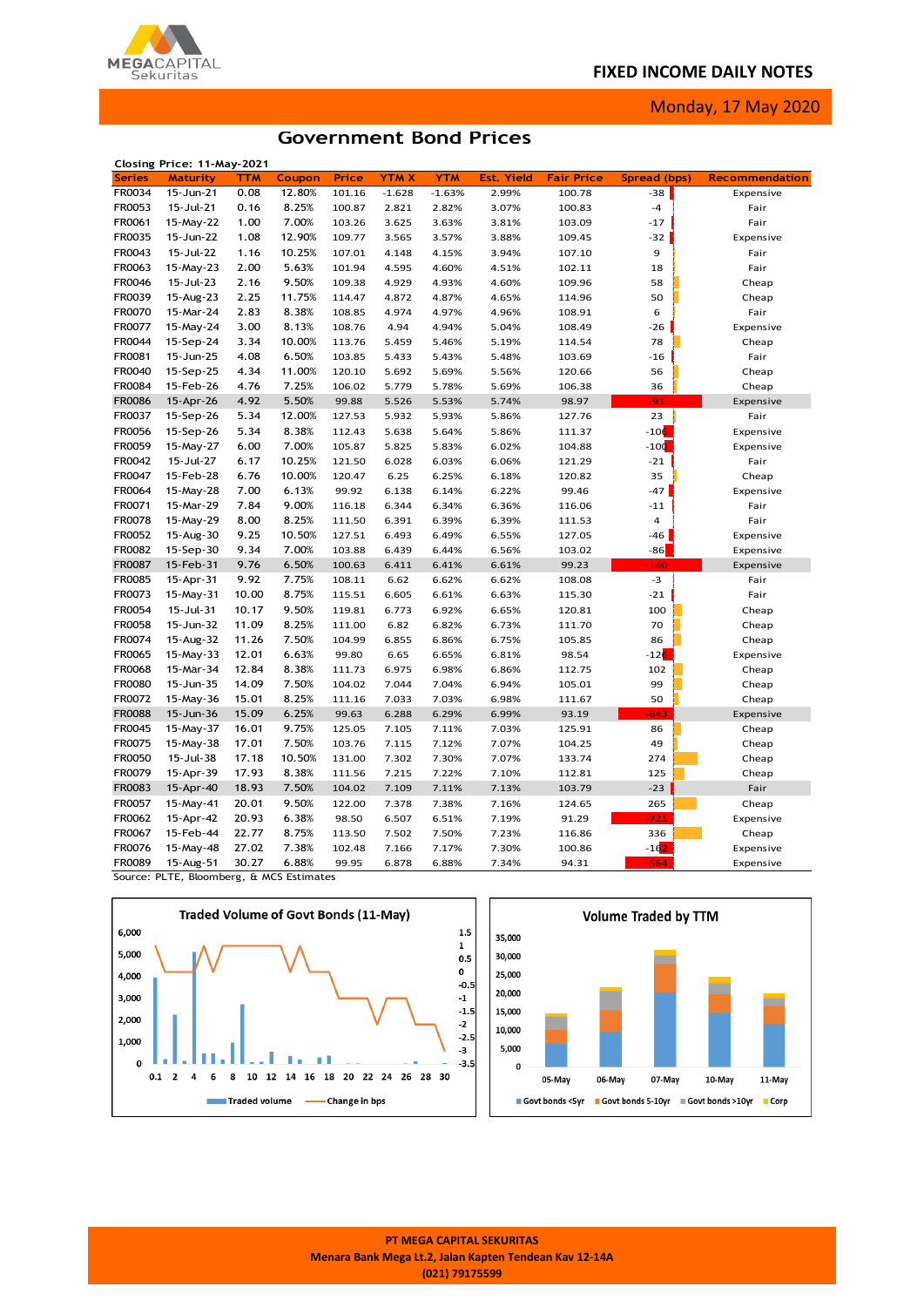# FIXED INCOME DAILY NOTES

Monday, 17 May 2020

## Government Bond Prices

Closing Price: 11-May-2021

| Series | Maturity | TTM | Coupon | Price | YTM X | YTM | Est. Yield | Fair Price | Spread (bps) | Recommendation |
|---|---|---|---|---|---|---|---|---|---|---|
| FR0034 | 15-Jun-21 | 0.08 | 12.80% | 101.16 | -1.628 | -1.63% | 2.99% | 100.78 | -38 | Expensive |
| FR0053 | 15-Jul-21 | 0.16 | 8.25% | 100.87 | 2.821 | 2.82% | 3.07% | 100.83 | -4 | Fair |
| FR0061 | 15-May-22 | 1.00 | 7.00% | 103.26 | 3.625 | 3.63% | 3.81% | 103.09 | -17 | Fair |
| FR0035 | 15-Jun-22 | 1.08 | 12.90% | 109.77 | 3.565 | 3.57% | 3.88% | 109.45 | -32 | Expensive |
| FR0043 | 15-Jul-22 | 1.16 | 10.25% | 107.01 | 4.148 | 4.15% | 3.94% | 107.10 | 9 | Fair |
| FR0063 | 15-May-23 | 2.00 | 5.63% | 101.94 | 4.595 | 4.60% | 4.51% | 102.11 | 18 | Fair |
| FR0046 | 15-Jul-23 | 2.16 | 9.50% | 109.38 | 4.929 | 4.93% | 4.60% | 109.96 | 58 | Cheap |
| FR0039 | 15-Aug-23 | 2.25 | 11.75% | 114.47 | 4.872 | 4.87% | 4.65% | 114.96 | 50 | Cheap |
| FR0070 | 15-Mar-24 | 2.83 | 8.38% | 108.85 | 4.974 | 4.97% | 4.96% | 108.91 | 6 | Fair |
| FR0077 | 15-May-24 | 3.00 | 8.13% | 108.76 | 4.94 | 4.94% | 5.04% | 108.49 | -26 | Expensive |
| FR0044 | 15-Sep-24 | 3.34 | 10.00% | 113.76 | 5.459 | 5.46% | 5.19% | 114.54 | 78 | Cheap |
| FR0081 | 15-Jun-25 | 4.08 | 6.50% | 103.85 | 5.433 | 5.43% | 5.48% | 103.69 | -16 | Fair |
| FR0040 | 15-Sep-25 | 4.34 | 11.00% | 120.10 | 5.692 | 5.69% | 5.56% | 120.66 | 56 | Cheap |
| FR0084 | 15-Feb-26 | 4.76 | 7.25% | 106.02 | 5.779 | 5.78% | 5.69% | 106.38 | 36 | Cheap |
| FR0086 | 15-Apr-26 | 4.92 | 5.50% | 99.88 | 5.526 | 5.53% | 5.74% | 98.97 | -91 | Expensive |
| FR0037 | 15-Sep-26 | 5.34 | 12.00% | 127.53 | 5.932 | 5.93% | 5.86% | 127.76 | 23 | Fair |
| FR0056 | 15-Sep-26 | 5.34 | 8.38% | 112.43 | 5.638 | 5.64% | 5.86% | 111.37 | -106 | Expensive |
| FR0059 | 15-May-27 | 6.00 | 7.00% | 105.87 | 5.825 | 5.83% | 6.02% | 104.88 | -100 | Expensive |
| FR0042 | 15-Jul-27 | 6.17 | 10.25% | 121.50 | 6.028 | 6.03% | 6.06% | 121.29 | -21 | Fair |
| FR0047 | 15-Feb-28 | 6.76 | 10.00% | 120.47 | 6.25 | 6.25% | 6.18% | 120.82 | 35 | Cheap |
| FR0064 | 15-May-28 | 7.00 | 6.13% | 99.92 | 6.138 | 6.14% | 6.22% | 99.46 | -47 | Expensive |
| FR0071 | 15-Mar-29 | 7.84 | 9.00% | 116.18 | 6.344 | 6.34% | 6.36% | 116.06 | -11 | Fair |
| FR0078 | 15-May-29 | 8.00 | 8.25% | 111.50 | 6.391 | 6.39% | 6.39% | 111.53 | 4 | Fair |
| FR0052 | 15-Aug-30 | 9.25 | 10.50% | 127.51 | 6.493 | 6.49% | 6.55% | 127.05 | -46 | Expensive |
| FR0082 | 15-Sep-30 | 9.34 | 7.00% | 103.88 | 6.439 | 6.44% | 6.56% | 103.02 | -86 | Expensive |
| FR0087 | 15-Feb-31 | 9.76 | 6.50% | 100.63 | 6.411 | 6.41% | 6.61% | 99.23 | -140 | Expensive |
| FR0085 | 15-Apr-31 | 9.92 | 7.75% | 108.11 | 6.62 | 6.62% | 6.62% | 108.08 | -3 | Fair |
| FR0073 | 15-May-31 | 10.00 | 8.75% | 115.51 | 6.605 | 6.61% | 6.63% | 115.30 | -21 | Fair |
| FR0054 | 15-Jul-31 | 10.17 | 9.50% | 119.81 | 6.773 | 6.92% | 6.65% | 120.81 | 100 | Cheap |
| FR0058 | 15-Jun-32 | 11.09 | 8.25% | 111.00 | 6.82 | 6.82% | 6.73% | 111.70 | 70 | Cheap |
| FR0074 | 15-Aug-32 | 11.26 | 7.50% | 104.99 | 6.855 | 6.86% | 6.75% | 105.85 | 86 | Cheap |
| FR0065 | 15-May-33 | 12.01 | 6.63% | 99.80 | 6.65 | 6.65% | 6.81% | 98.54 | -126 | Expensive |
| FR0068 | 15-Mar-34 | 12.84 | 8.38% | 111.73 | 6.975 | 6.98% | 6.86% | 112.75 | 102 | Cheap |
| FR0080 | 15-Jun-35 | 14.09 | 7.50% | 104.02 | 7.044 | 7.04% | 6.94% | 105.01 | 99 | Cheap |
| FR0072 | 15-May-36 | 15.01 | 8.25% | 111.16 | 7.033 | 7.03% | 6.98% | 111.67 | 50 | Cheap |
| FR0088 | 15-Jun-36 | 15.09 | 6.25% | 99.63 | 6.288 | 6.29% | 6.99% | 93.19 | -643 | Expensive |
| FR0045 | 15-May-37 | 16.01 | 9.75% | 125.05 | 7.105 | 7.11% | 7.03% | 125.91 | 86 | Cheap |
| FR0075 | 15-May-38 | 17.01 | 7.50% | 103.76 | 7.115 | 7.12% | 7.07% | 104.25 | 49 | Cheap |
| FR0050 | 15-Jul-38 | 17.18 | 10.50% | 131.00 | 7.302 | 7.30% | 7.07% | 133.74 | 274 | Cheap |
| FR0079 | 15-Apr-39 | 17.93 | 8.38% | 111.56 | 7.215 | 7.22% | 7.10% | 112.81 | 125 | Cheap |
| FR0083 | 15-Apr-40 | 18.93 | 7.50% | 104.02 | 7.109 | 7.11% | 7.13% | 103.79 | -23 | Fair |
| FR0057 | 15-May-41 | 20.01 | 9.50% | 122.00 | 7.378 | 7.38% | 7.16% | 124.65 | 265 | Cheap |
| FR0062 | 15-Apr-42 | 20.93 | 6.38% | 98.50 | 6.507 | 6.51% | 7.19% | 91.29 | -721 | Expensive |
| FR0067 | 15-Feb-44 | 22.77 | 8.75% | 113.50 | 7.502 | 7.50% | 7.23% | 116.86 | 336 | Cheap |
| FR0076 | 15-May-48 | 27.02 | 7.38% | 102.48 | 7.166 | 7.17% | 7.30% | 100.86 | -162 | Expensive |
| FR0089 | 15-Aug-51 | 30.27 | 6.88% | 99.95 | 6.878 | 6.88% | 7.34% | 94.31 | -564 | Expensive |

Source: PLTE, Bloomberg, & MCS Estimates

**Traded Volume of Govt Bonds (11-May)**

Legend: Traded volume; Change in bps

**Volume Traded by TTM**

Legend: Govt bonds <5yr; Govt bonds 5-10yr; Govt bonds >10yr; Corp

PT MEGA CAPITAL SEKURITAS
Menara Bank Mega Lt.2, Jalan Kapten Tendean Kav 12-14A
(021) 79175599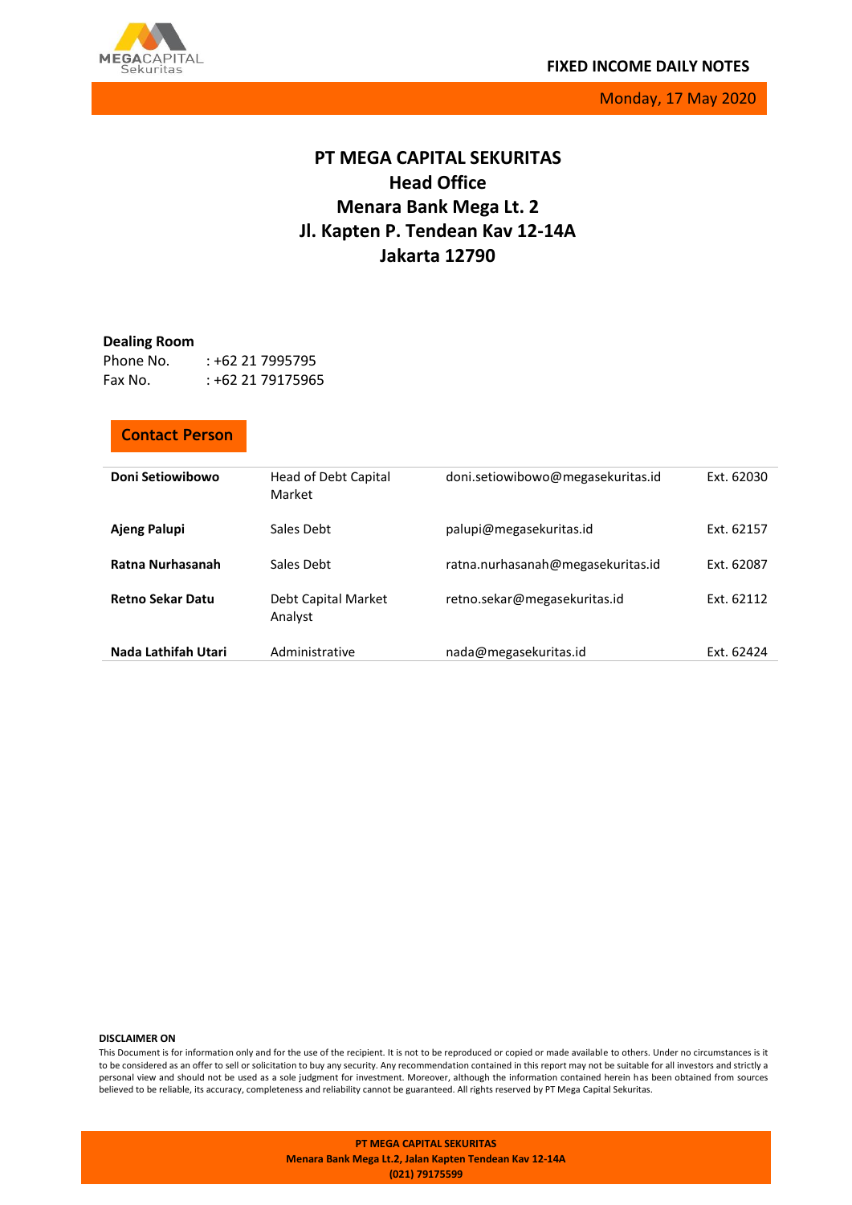# PT MEGA CAPITAL SEKURITAS
## Head Office
## Menara Bank Mega Lt. 2
## Jl. Kapten P. Tendean Kav 12-14A
## Jakarta 12790

**Dealing Room**

Phone No. : +62 21 7995795
Fax No. : +62 21 79175965

### Contact Person

| | | | |
|---|---|---|---|
| **Doni Setiowibowo** | Head of Debt Capital Market | doni.setiowibowo@megasekuritas.id | Ext. 62030 |
| **Ajeng Palupi** | Sales Debt | palupi@megasekuritas.id | Ext. 62157 |
| **Ratna Nurhasanah** | Sales Debt | ratna.nurhasanah@megasekuritas.id | Ext. 62087 |
| **Retno Sekar Datu** | Debt Capital Market Analyst | retno.sekar@megasekuritas.id | Ext. 62112 |
| **Nada Lathifah Utari** | Administrative | nada@megasekuritas.id | Ext. 62424 |

**DISCLAIMER ON**

This Document is for information only and for the use of the recipient. It is not to be reproduced or copied or made available to others. Under no circumstances is it to be considered as an offer to sell or solicitation to buy any security. Any recommendation contained in this report may not be suitable for all investors and strictly a personal view and should not be used as a sole judgment for investment. Moreover, although the information contained herein has been obtained from sources believed to be reliable, its accuracy, completeness and reliability cannot be guaranteed. All rights reserved by PT Mega Capital Sekuritas.